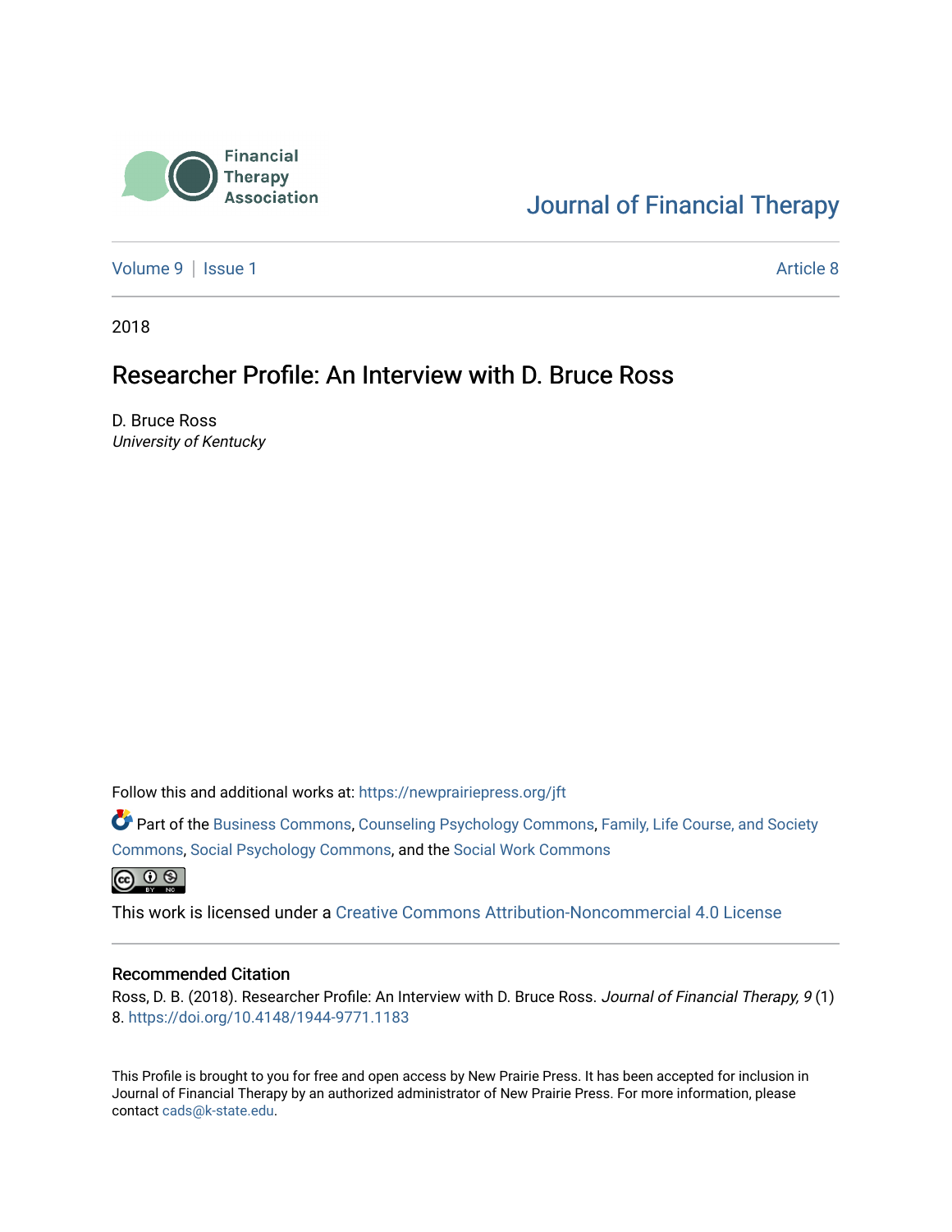Financial Therapy Association

Journal of Financial Therapy

Volume 9 | Issue 1 Article 8

2018

# Researcher Profile: An Interview with D. Bruce Ross

D. Bruce Ross
*University of Kentucky*

Follow this and additional works at: https://newprairiepress.org/jft

Part of the Business Commons, Counseling Psychology Commons, Family, Life Course, and Society Commons, Social Psychology Commons, and the Social Work Commons

This work is licensed under a Creative Commons Attribution-Noncommercial 4.0 License

## Recommended Citation

Ross, D. B. (2018). Researcher Profile: An Interview with D. Bruce Ross. *Journal of Financial Therapy, 9* (1) 8. https://doi.org/10.4148/1944-9771.1183

This Profile is brought to you for free and open access by New Prairie Press. It has been accepted for inclusion in Journal of Financial Therapy by an authorized administrator of New Prairie Press. For more information, please contact cads@k-state.edu.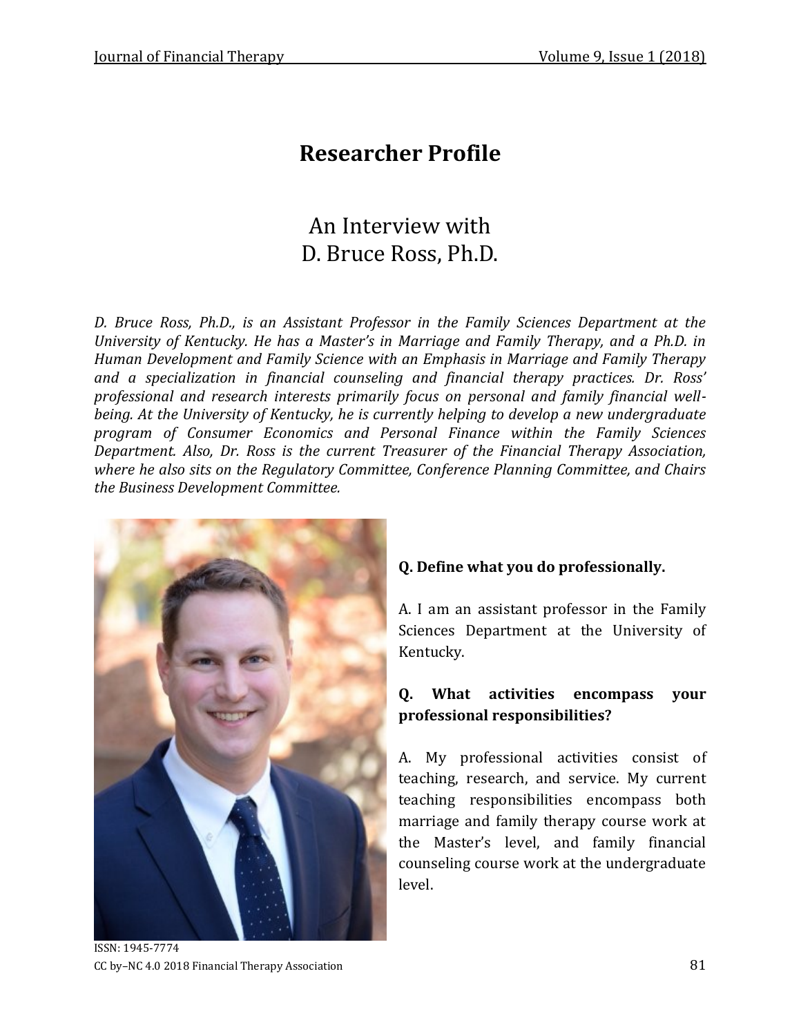# Researcher Profile

## An Interview with D. Bruce Ross, Ph.D.

*D. Bruce Ross, Ph.D., is an Assistant Professor in the Family Sciences Department at the University of Kentucky. He has a Master's in Marriage and Family Therapy, and a Ph.D. in Human Development and Family Science with an Emphasis in Marriage and Family Therapy and a specialization in financial counseling and financial therapy practices. Dr. Ross' professional and research interests primarily focus on personal and family financial well-being. At the University of Kentucky, he is currently helping to develop a new undergraduate program of Consumer Economics and Personal Finance within the Family Sciences Department. Also, Dr. Ross is the current Treasurer of the Financial Therapy Association, where he also sits on the Regulatory Committee, Conference Planning Committee, and Chairs the Business Development Committee.*

**Q. Define what you do professionally.**

A. I am an assistant professor in the Family Sciences Department at the University of Kentucky.

**Q. What activities encompass your professional responsibilities?**

A. My professional activities consist of teaching, research, and service. My current teaching responsibilities encompass both marriage and family therapy course work at the Master's level, and family financial counseling course work at the undergraduate level.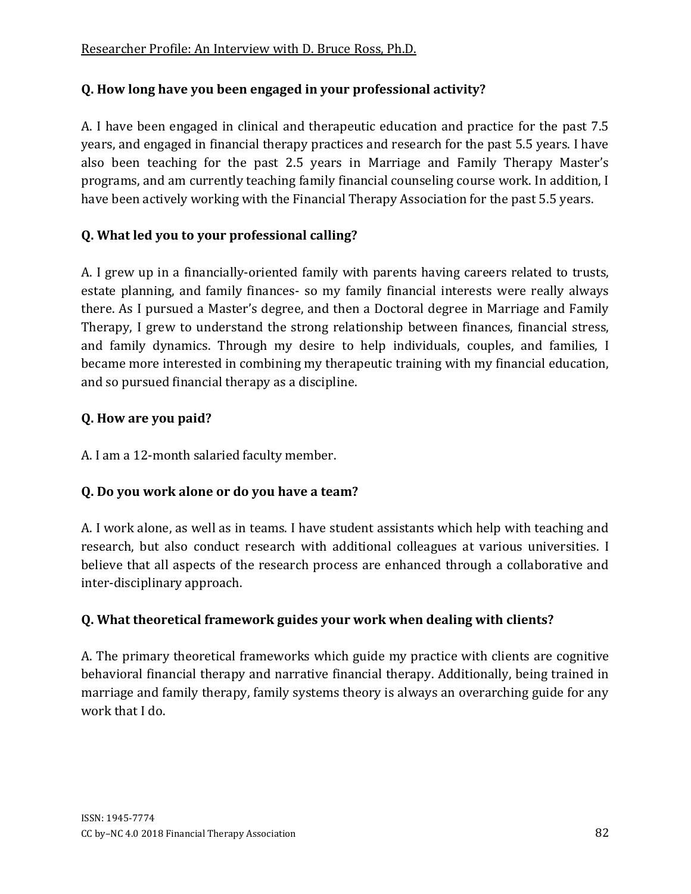**Q. How long have you been engaged in your professional activity?**

A. I have been engaged in clinical and therapeutic education and practice for the past 7.5 years, and engaged in financial therapy practices and research for the past 5.5 years. I have also been teaching for the past 2.5 years in Marriage and Family Therapy Master's programs, and am currently teaching family financial counseling course work. In addition, I have been actively working with the Financial Therapy Association for the past 5.5 years.

**Q. What led you to your professional calling?**

A. I grew up in a financially-oriented family with parents having careers related to trusts, estate planning, and family finances- so my family financial interests were really always there. As I pursued a Master's degree, and then a Doctoral degree in Marriage and Family Therapy, I grew to understand the strong relationship between finances, financial stress, and family dynamics. Through my desire to help individuals, couples, and families, I became more interested in combining my therapeutic training with my financial education, and so pursued financial therapy as a discipline.

**Q. How are you paid?**

A. I am a 12-month salaried faculty member.

**Q. Do you work alone or do you have a team?**

A. I work alone, as well as in teams. I have student assistants which help with teaching and research, but also conduct research with additional colleagues at various universities. I believe that all aspects of the research process are enhanced through a collaborative and inter-disciplinary approach.

**Q. What theoretical framework guides your work when dealing with clients?**

A. The primary theoretical frameworks which guide my practice with clients are cognitive behavioral financial therapy and narrative financial therapy. Additionally, being trained in marriage and family therapy, family systems theory is always an overarching guide for any work that I do.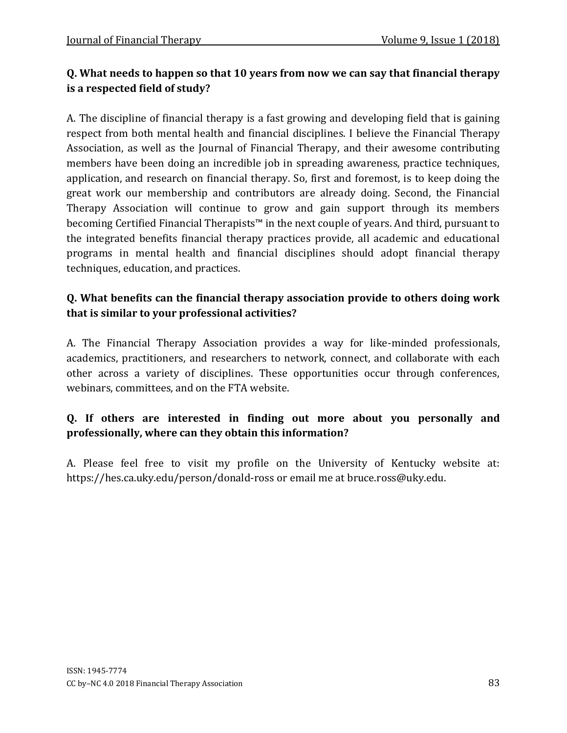**Q. What needs to happen so that 10 years from now we can say that financial therapy is a respected field of study?**

A. The discipline of financial therapy is a fast growing and developing field that is gaining respect from both mental health and financial disciplines. I believe the Financial Therapy Association, as well as the Journal of Financial Therapy, and their awesome contributing members have been doing an incredible job in spreading awareness, practice techniques, application, and research on financial therapy. So, first and foremost, is to keep doing the great work our membership and contributors are already doing. Second, the Financial Therapy Association will continue to grow and gain support through its members becoming Certified Financial Therapists™ in the next couple of years. And third, pursuant to the integrated benefits financial therapy practices provide, all academic and educational programs in mental health and financial disciplines should adopt financial therapy techniques, education, and practices.

**Q. What benefits can the financial therapy association provide to others doing work that is similar to your professional activities?**

A. The Financial Therapy Association provides a way for like-minded professionals, academics, practitioners, and researchers to network, connect, and collaborate with each other across a variety of disciplines. These opportunities occur through conferences, webinars, committees, and on the FTA website.

**Q. If others are interested in finding out more about you personally and professionally, where can they obtain this information?**

A. Please feel free to visit my profile on the University of Kentucky website at: https://hes.ca.uky.edu/person/donald-ross or email me at bruce.ross@uky.edu.

ISSN: 1945-7774
CC by–NC 4.0 2018 Financial Therapy Association